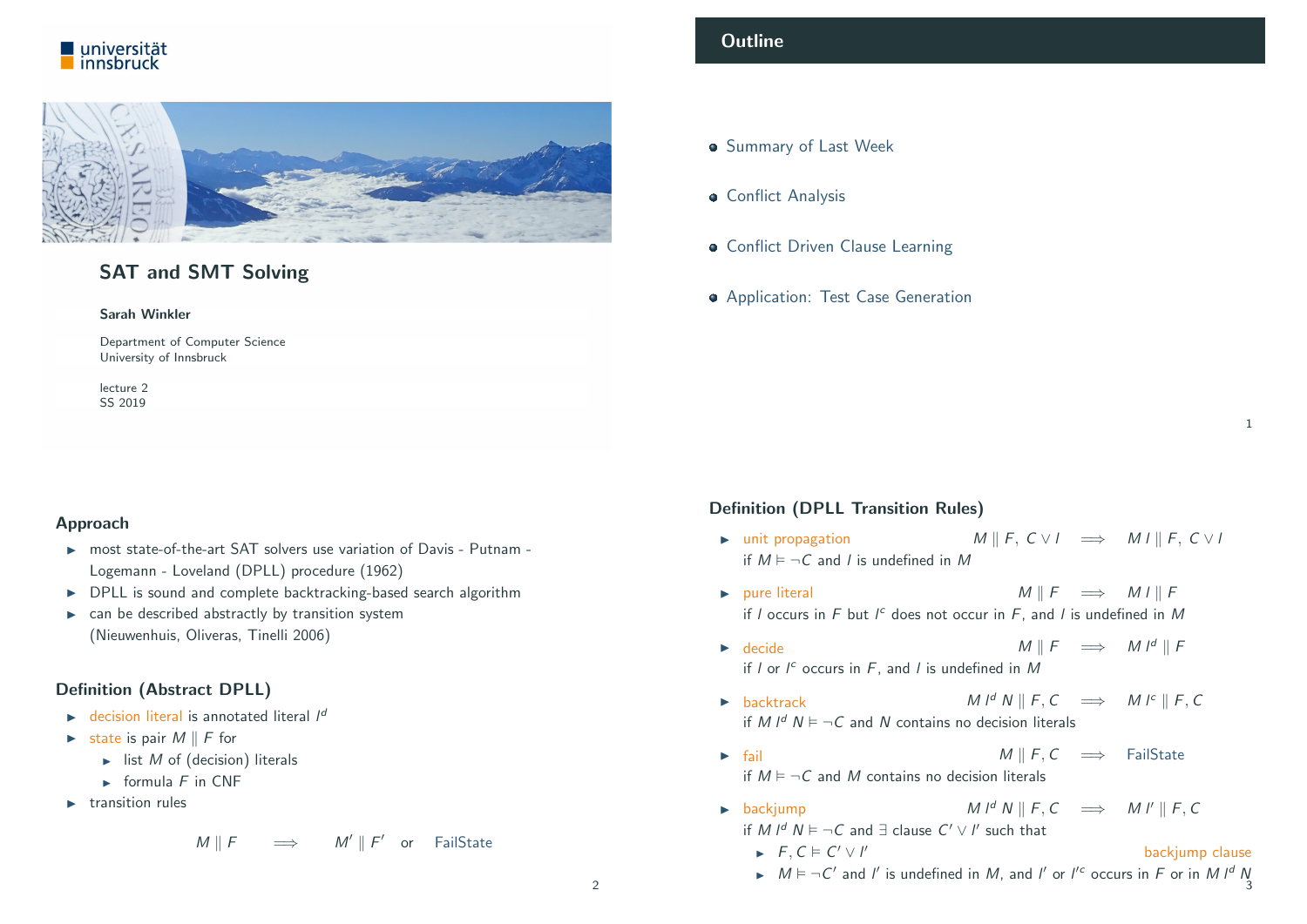# SAT and SMT Solving

**Sarah Winkler**

Department of Computer Science
University of Innsbruck

lecture 2
SS 2019

## Outline

- Summary of Last Week
- Conflict Analysis
- Conflict Driven Clause Learning
- Application: Test Case Generation

### Approach

- most state-of-the-art SAT solvers use variation of Davis - Putnam - Logemann - Loveland (DPLL) procedure (1962)
- DPLL is sound and complete backtracking-based search algorithm
- can be described abstractly by transition system (Nieuwenhuis, Oliveras, Tinelli 2006)

### Definition (Abstract DPLL)

- decision literal is annotated literal $l^d$
- state is pair $M \parallel F$ for
  - list $M$ of (decision) literals
  - formula $F$ in CNF
- transition rules

$$M \parallel F \quad \Longrightarrow \quad M' \parallel F' \quad \text{or} \quad \text{FailState}$$

### Definition (DPLL Transition Rules)

- unit propagation $\quad M \parallel F,\, C \vee l \quad \Longrightarrow \quad M\, l \parallel F,\, C \vee l$
  if $M \vDash \neg C$ and $l$ is undefined in $M$
- pure literal $\quad M \parallel F \quad \Longrightarrow \quad M\, l \parallel F$
  if $l$ occurs in $F$ but $l^c$ does not occur in $F$, and $l$ is undefined in $M$
- decide $\quad M \parallel F \quad \Longrightarrow \quad M\, l^d \parallel F$
  if $l$ or $l^c$ occurs in $F$, and $l$ is undefined in $M$
- backtrack $\quad M\, l^d\, N \parallel F, C \quad \Longrightarrow \quad M\, l^c \parallel F, C$
  if $M\, l^d\, N \vDash \neg C$ and $N$ contains no decision literals
- fail $\quad M \parallel F, C \quad \Longrightarrow \quad \text{FailState}$
  if $M \vDash \neg C$ and $M$ contains no decision literals
- backjump $\quad M\, l^d\, N \parallel F, C \quad \Longrightarrow \quad M\, l' \parallel F, C$
  if $M\, l^d\, N \vDash \neg C$ and $\exists$ clause $C' \vee l'$ such that
  - $F, C \vDash C' \vee l'$ — backjump clause
  - $M \vDash \neg C'$ and $l'$ is undefined in $M$, and $l'$ or $l'^c$ occurs in $F$ or in $M\, l^d\, N$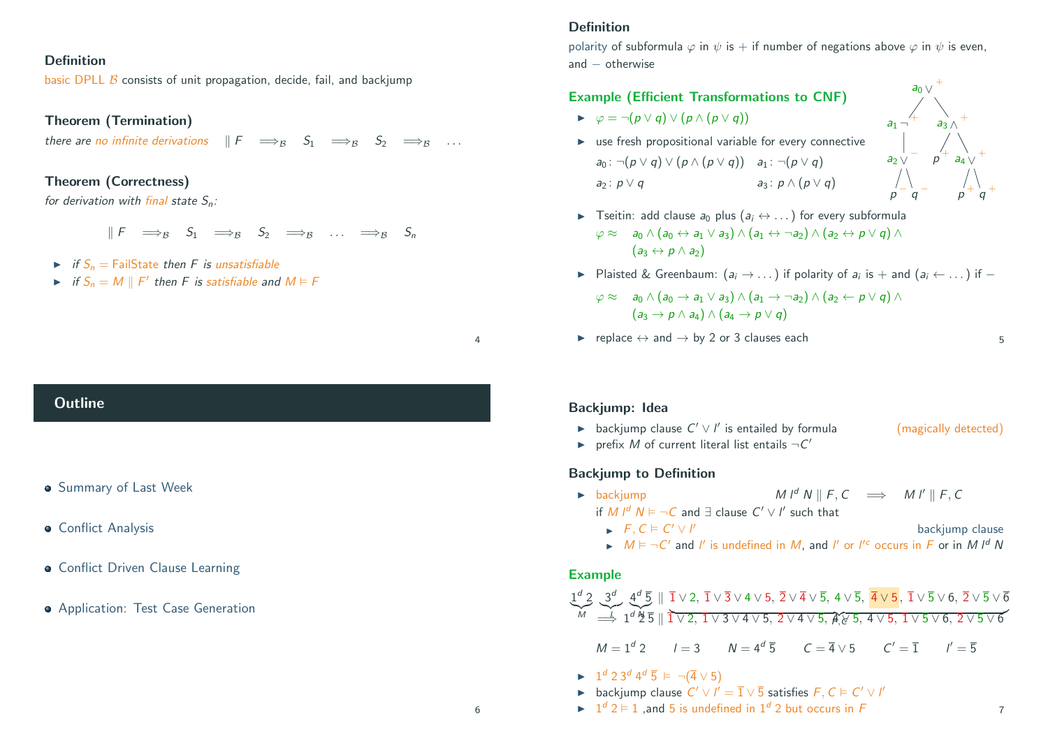### Definition

basic DPLL $\mathcal{B}$ consists of unit propagation, decide, fail, and backjump

### Theorem (Termination)

*there are no infinite derivations* $\quad \| F \quad \Longrightarrow_{\mathcal{B}} \quad S_1 \quad \Longrightarrow_{\mathcal{B}} \quad S_2 \quad \Longrightarrow_{\mathcal{B}} \quad \dots$

### Theorem (Correctness)

*for derivation with final state $S_n$:*

$$\| F \quad \Longrightarrow_{\mathcal{B}} \quad S_1 \quad \Longrightarrow_{\mathcal{B}} \quad S_2 \quad \Longrightarrow_{\mathcal{B}} \quad \dots \quad \Longrightarrow_{\mathcal{B}} \quad S_n$$

- *if $S_n = \text{FailState}$ then $F$ is unsatisfiable*
- *if $S_n = M \parallel F'$ then $F$ is satisfiable and $M \vDash F$*

## Outline

- Summary of Last Week
- Conflict Analysis
- Conflict Driven Clause Learning
- Application: Test Case Generation

### Definition

polarity of subformula $\varphi$ in $\psi$ is $+$ if number of negations above $\varphi$ in $\psi$ is even, and $-$ otherwise

### Example (Efficient Transformations to CNF)

- $\varphi = \neg(p \vee q) \vee (p \wedge (p \vee q))$
- use fresh propositional variable for every connective

  $a_0 \colon \neg(p \vee q) \vee (p \wedge (p \vee q)) \quad a_1 \colon \neg(p \vee q)$

  $a_2 \colon p \vee q \quad a_3 \colon p \wedge (p \vee q)$

  (Tree: $a_0 \vee^{+}$ with children $a_1 \neg^{+}$ and $a_3 \wedge^{+}$; $a_1$ has child $a_2 \vee^{-}$ with children $p^{-}$, $q^{-}$; $a_3$ has children $p^{+}$ and $a_4 \vee^{+}$ with children $p^{+}$, $q^{+}$)

- Tseitin: add clause $a_0$ plus $(a_i \leftrightarrow \dots)$ for every subformula

  $\varphi \approx \quad a_0 \wedge (a_0 \leftrightarrow a_1 \vee a_3) \wedge (a_1 \leftrightarrow \neg a_2) \wedge (a_2 \leftrightarrow p \vee q) \wedge (a_3 \leftrightarrow p \wedge a_2)$

- Plaisted & Greenbaum: $(a_i \rightarrow \dots)$ if polarity of $a_i$ is $+$ and $(a_i \leftarrow \dots)$ if $-$

  $\varphi \approx \quad a_0 \wedge (a_0 \rightarrow a_1 \vee a_3) \wedge (a_1 \rightarrow \neg a_2) \wedge (a_2 \leftarrow p \vee q) \wedge (a_3 \rightarrow p \wedge a_4) \wedge (a_4 \rightarrow p \vee q)$

- replace $\leftrightarrow$ and $\rightarrow$ by 2 or 3 clauses each

### Backjump: Idea

- backjump clause $C' \vee l'$ is entailed by formula (magically detected)
- prefix $M$ of current literal list entails $\neg C'$

### Backjump to Definition

- backjump $\qquad M\, l^d\, N \parallel F, C \quad \Longrightarrow \quad M\, l' \parallel F, C$

  if $M\, l^d\, N \vDash \neg C$ and $\exists$ clause $C' \vee l'$ such that
  - $F, C \vDash C' \vee l'$ $\qquad$ backjump clause
  - $M \vDash \neg C'$ and $l'$ is undefined in $M$, and $l'$ or $l'^c$ occurs in $F$ or in $M\, l^d\, N$

### Example

$$\underbrace{1^d\, 2}_{M}\ \underbrace{3^d}_{l}\ \underbrace{4^d\, \overline{5}}_{N} \parallel \underbrace{\overline{1} \vee 2,\ \overline{1} \vee \overline{3} \vee 4 \vee 5,\ \overline{2} \vee \overline{4} \vee \overline{5},\ 4 \vee \overline{5},\ \overline{4} \vee 5,\ \overline{1} \vee \overline{5} \vee 6,\ \overline{2} \vee \overline{5} \vee \overline{6}}_{F,C}$$

$$\Longrightarrow 1^d\, 2\, \overline{5} \parallel \overline{1} \vee 2,\ \overline{1} \vee \overline{3} \vee 4 \vee 5,\ \overline{2} \vee \overline{4} \vee \overline{5},\ 4 \vee \overline{5},\ \overline{4} \vee 5,\ \overline{1} \vee \overline{5} \vee 6,\ \overline{2} \vee \overline{5} \vee \overline{6}$$

$M = 1^d\, 2 \qquad l = 3 \qquad N = 4^d\, \overline{5} \qquad C = \overline{4} \vee 5 \qquad C' = \overline{1} \qquad l' = \overline{5}$

- $1^d\, 2\, 3^d\, 4^d\, \overline{5} \vDash \neg(\overline{4} \vee 5)$
- backjump clause $C' \vee l' = \overline{1} \vee \overline{5}$ satisfies $F, C \vDash C' \vee l'$
- $1^d\, 2 \vDash 1$ ,and $5$ is undefined in $1^d\, 2$ but occurs in $F$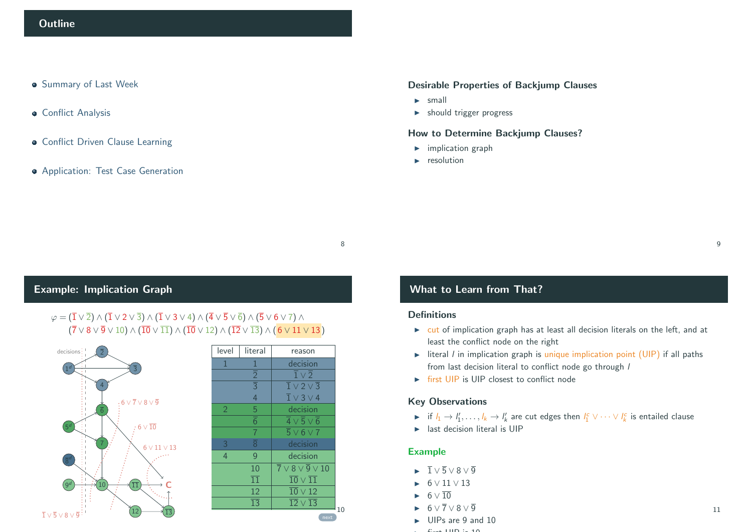## Outline

- Summary of Last Week
- Conflict Analysis
- Conflict Driven Clause Learning
- Application: Test Case Generation

### Desirable Properties of Backjump Clauses

- small
- should trigger progress

### How to Determine Backjump Clauses?

- implication graph
- resolution

## Example: Implication Graph

$\varphi = (\overline{1} \vee \overline{2}) \wedge (\overline{1} \vee 2 \vee \overline{3}) \wedge (\overline{1} \vee 3 \vee 4) \wedge (\overline{4} \vee 5 \vee \overline{6}) \wedge (\overline{5} \vee 6 \vee 7) \wedge (\overline{7} \vee 8 \vee \overline{9} \vee 10) \wedge (\overline{10} \vee \overline{11}) \wedge (\overline{10} \vee 12) \wedge (\overline{12} \vee \overline{13}) \wedge (6 \vee 11 \vee 13)$

| level | literal | reason |
|---|---|---|
| 1 | 1 | decision |
| | $\overline{2}$ | $\overline{1} \vee \overline{2}$ |
| | $\overline{3}$ | $\overline{1} \vee 2 \vee \overline{3}$ |
| | 4 | $\overline{1} \vee 3 \vee 4$ |
| 2 | 5 | decision |
| | $\overline{6}$ | $\overline{4} \vee 5 \vee \overline{6}$ |
| | 7 | $\overline{5} \vee 6 \vee 7$ |
| 3 | $\overline{8}$ | decision |
| 4 | 9 | decision |
| | 10 | $\overline{7} \vee 8 \vee \overline{9} \vee 10$ |
| | $\overline{11}$ | $\overline{10} \vee \overline{11}$ |
| | 12 | $\overline{10} \vee 12$ |
| | $\overline{13}$ | $\overline{12} \vee \overline{13}$ |

## What to Learn from That?

### Definitions

- cut of implication graph has at least all decision literals on the left, and at least the conflict node on the right
- literal $l$ in implication graph is unique implication point (UIP) if all paths from last decision literal to conflict node go through $l$
- first UIP is UIP closest to conflict node

### Key Observations

- if $l_1 \to l'_1, \dots, l_k \to l'_k$ are cut edges then $l_1^c \vee \dots \vee l_k^c$ is entailed clause
- last decision literal is UIP

### Example

- $\overline{1} \vee \overline{5} \vee 8 \vee \overline{9}$
- $6 \vee 11 \vee 13$
- $6 \vee \overline{10}$
- $6 \vee \overline{7} \vee 8 \vee \overline{9}$
- UIPs are 9 and 10
- first UIP is 10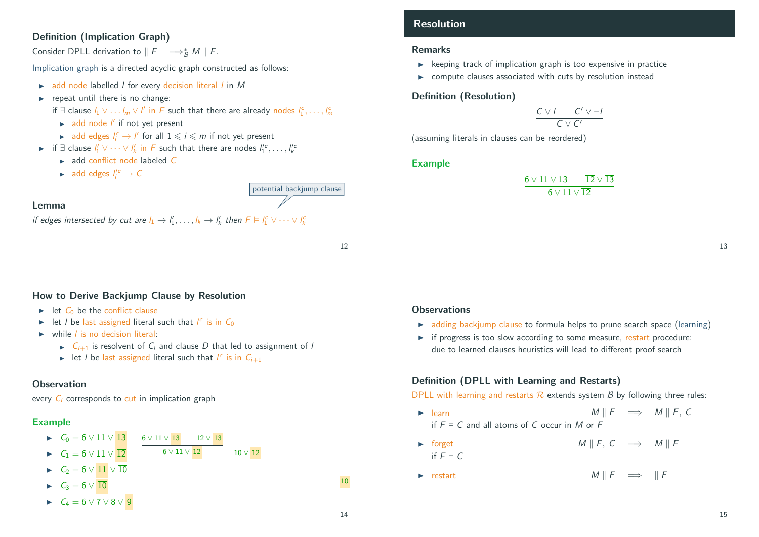### Definition (Implication Graph)

Consider DPLL derivation to $\parallel F \implies_{\mathcal{B}}^{*} M \parallel F$.

Implication graph is a directed acyclic graph constructed as follows:

- add node labelled $l$ for every decision literal $l$ in $M$
- repeat until there is no change:
  if $\exists$ clause $l_1 \vee \ldots l_m \vee l'$ in $F$ such that there are already nodes $l_1^c, \ldots, l_m^c$
  - add node $l'$ if not yet present
  - add edges $l_i^c \to l'$ for all $1 \leqslant i \leqslant m$ if not yet present
- if $\exists$ clause $l_1' \vee \cdots \vee l_k'$ in $F$ such that there are nodes $l_1'^c, \ldots, l_k'^c$
  - add conflict node labeled $C$
  - add edges $l_i'^c \to C$

### Lemma

*if edges intersected by cut are $l_1 \to l_1', \ldots, l_k \to l_k'$ then $F \vDash l_1^c \vee \cdots \vee l_k^c$*

potential backjump clause

## Resolution

### Remarks

- keeping track of implication graph is too expensive in practice
- compute clauses associated with cuts by resolution instead

### Definition (Resolution)

$$\frac{C \vee l \qquad C' \vee \neg l}{C \vee C'}$$

(assuming literals in clauses can be reordered)

### Example

$$\frac{6 \vee 11 \vee 13 \qquad \overline{12} \vee \overline{13}}{6 \vee 11 \vee \overline{12}}$$

### How to Derive Backjump Clause by Resolution

- let $C_0$ be the conflict clause
- let $l$ be last assigned literal such that $l^c$ is in $C_0$
- while $l$ is no decision literal:
  - $C_{i+1}$ is resolvent of $C_i$ and clause $D$ that led to assignment of $l$
  - let $l$ be last assigned literal such that $l^c$ is in $C_{i+1}$

### Observation

every $C_i$ corresponds to cut in implication graph

### Example

- $C_0 = 6 \vee 11 \vee 13$
- $C_1 = 6 \vee 11 \vee \overline{12}$
- $C_2 = 6 \vee 11 \vee \overline{10}$
- $C_3 = 6 \vee \overline{10}$
- $C_4 = 6 \vee \overline{7} \vee 8 \vee \overline{9}$

$$\frac{6 \vee 11 \vee 13 \qquad \overline{12} \vee \overline{13}}{6 \vee 11 \vee \overline{12}} \qquad \overline{10} \vee 12$$

$$\overline{10}$$

### Observations

- adding backjump clause to formula helps to prune search space (learning)
- if progress is too slow according to some measure, restart procedure:
  due to learned clauses heuristics will lead to different proof search

### Definition (DPLL with Learning and Restarts)

DPLL with learning and restarts $\mathcal{R}$ extends system $\mathcal{B}$ by following three rules:

- learn $\qquad M \parallel F \implies M \parallel F,\, C$
  if $F \vDash C$ and all atoms of $C$ occur in $M$ or $F$
- forget $\qquad M \parallel F,\, C \implies M \parallel F$
  if $F \vDash C$
- restart $\qquad M \parallel F \implies \parallel F$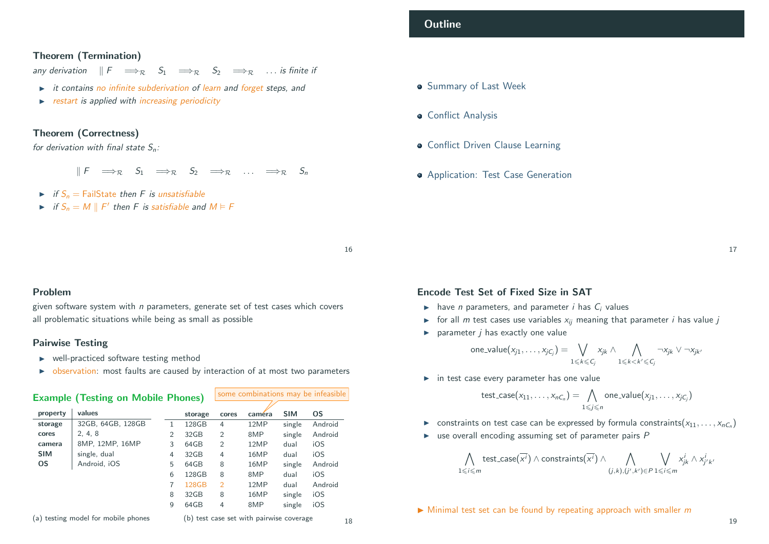### Theorem (Termination)

*any derivation* $\| F \implies_{\mathcal{R}} S_1 \implies_{\mathcal{R}} S_2 \implies_{\mathcal{R}} \dots$ *is finite if*

- *it contains no infinite subderivation of learn and forget steps, and*
- *restart is applied with increasing periodicity*

### Theorem (Correctness)

*for derivation with final state* $S_n$*:*

$$\| F \implies_{\mathcal{R}} S_1 \implies_{\mathcal{R}} S_2 \implies_{\mathcal{R}} \dots \implies_{\mathcal{R}} S_n$$

- *if* $S_n = \text{FailState}$ *then* $F$ *is unsatisfiable*
- *if* $S_n = M \| F'$ *then* $F$ *is satisfiable and* $M \vDash F$

## Outline

- Summary of Last Week
- Conflict Analysis
- Conflict Driven Clause Learning
- Application: Test Case Generation

### Problem

given software system with $n$ parameters, generate set of test cases which covers all problematic situations while being as small as possible

### Pairwise Testing

- well-practiced software testing method
- observation: most faults are caused by interaction of at most two parameters

### Example (Testing on Mobile Phones)

| property | values |
|---|---|
| storage | 32GB, 64GB, 128GB |
| cores | 2, 4, 8 |
| camera | 8MP, 12MP, 16MP |
| SIM | single, dual |
| OS | Android, iOS |

(a) testing model for mobile phones

some combinations may be infeasible

| | storage | cores | camera | SIM | OS |
|---|---|---|---|---|---|
| 1 | 128GB | 4 | 12MP | single | Android |
| 2 | 32GB | 2 | 8MP | single | Android |
| 3 | 64GB | 2 | 12MP | dual | iOS |
| 4 | 32GB | 4 | 16MP | dual | iOS |
| 5 | 64GB | 8 | 16MP | single | Android |
| 6 | 128GB | 8 | 8MP | dual | iOS |
| 7 | 128GB | 2 | 12MP | dual | Android |
| 8 | 32GB | 8 | 16MP | single | iOS |
| 9 | 64GB | 4 | 8MP | single | iOS |

(b) test case set with pairwise coverage

### Encode Test Set of Fixed Size in SAT

- have $n$ parameters, and parameter $i$ has $C_i$ values
- for all $m$ test cases use variables $x_{ij}$ meaning that parameter $i$ has value $j$
- parameter $j$ has exactly one value

$$\text{one\_value}(x_{j1}, \dots, x_{jC_j}) = \bigvee_{1 \leqslant k \leqslant C_j} x_{jk} \wedge \bigwedge_{1 \leqslant k < k' \leqslant C_j} \neg x_{jk} \vee \neg x_{jk'}$$

- in test case every parameter has one value

$$\text{test\_case}(x_{11}, \dots, x_{nC_n}) = \bigwedge_{1 \leqslant j \leqslant n} \text{one\_value}(x_{j1}, \dots, x_{jC_j})$$

- constraints on test case can be expressed by formula $\text{constraints}(x_{11}, \dots, x_{nC_n})$
- use overall encoding assuming set of parameter pairs $P$

$$\bigwedge_{1 \leqslant i \leqslant m} \text{test\_case}(\overline{x^i}) \wedge \text{constraints}(\overline{x^i}) \wedge \bigwedge_{(j,k),(j',k') \in P} \bigvee_{1 \leqslant i \leqslant m} x^i_{jk} \wedge x^i_{j'k'}$$

▶ Minimal test set can be found by repeating approach with smaller $m$